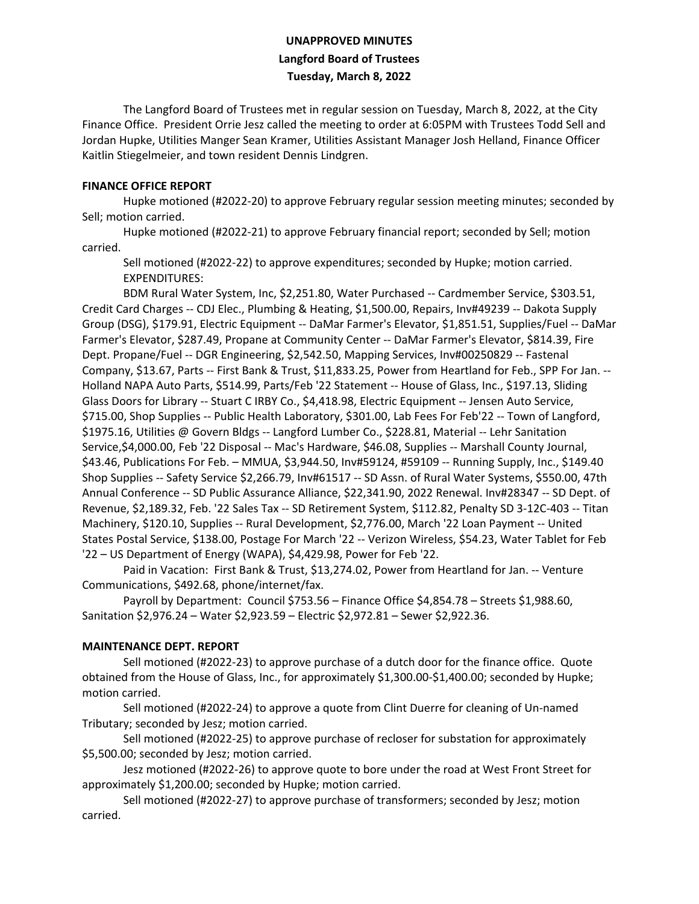# UNAPPROVED MINUTES

## Langford Board of Trustees

## Tuesday, March 8, 2022

The Langford Board of Trustees met in regular session on Tuesday, March 8, 2022, at the City Finance Office. President Orrie Jesz called the meeting to order at 6:05PM with Trustees Todd Sell and Jordan Hupke, Utilities Manger Sean Kramer, Utilities Assistant Manager Josh Helland, Finance Officer Kaitlin Stiegelmeier, and town resident Dennis Lindgren.

**FINANCE OFFICE REPORT**

Hupke motioned (#2022-20) to approve February regular session meeting minutes; seconded by Sell; motion carried.

Hupke motioned (#2022-21) to approve February financial report; seconded by Sell; motion carried.

Sell motioned (#2022-22) to approve expenditures; seconded by Hupke; motion carried.

EXPENDITURES:

BDM Rural Water System, Inc, $2,251.80, Water Purchased -- Cardmember Service, $303.51, Credit Card Charges -- CDJ Elec., Plumbing & Heating, $1,500.00, Repairs, Inv#49239 -- Dakota Supply Group (DSG), $179.91, Electric Equipment -- DaMar Farmer's Elevator, $1,851.51, Supplies/Fuel -- DaMar Farmer's Elevator, $287.49, Propane at Community Center -- DaMar Farmer's Elevator, $814.39, Fire Dept. Propane/Fuel -- DGR Engineering, $2,542.50, Mapping Services, Inv#00250829 -- Fastenal Company, $13.67, Parts -- First Bank & Trust, $11,833.25, Power from Heartland for Feb., SPP For Jan. -- Holland NAPA Auto Parts, $514.99, Parts/Feb '22 Statement -- House of Glass, Inc., $197.13, Sliding Glass Doors for Library -- Stuart C IRBY Co., $4,418.98, Electric Equipment -- Jensen Auto Service, $715.00, Shop Supplies -- Public Health Laboratory, $301.00, Lab Fees For Feb'22 -- Town of Langford, $1975.16, Utilities @ Govern Bldgs -- Langford Lumber Co., $228.81, Material -- Lehr Sanitation Service,$4,000.00, Feb '22 Disposal -- Mac's Hardware, $46.08, Supplies -- Marshall County Journal, $43.46, Publications For Feb. – MMUA, $3,944.50, Inv#59124, #59109 -- Running Supply, Inc., $149.40 Shop Supplies -- Safety Service $2,266.79, Inv#61517 -- SD Assn. of Rural Water Systems, $550.00, 47th Annual Conference -- SD Public Assurance Alliance, $22,341.90, 2022 Renewal. Inv#28347 -- SD Dept. of Revenue, $2,189.32, Feb. '22 Sales Tax -- SD Retirement System, $112.82, Penalty SD 3-12C-403 -- Titan Machinery, $120.10, Supplies -- Rural Development, $2,776.00, March '22 Loan Payment -- United States Postal Service, $138.00, Postage For March '22 -- Verizon Wireless, $54.23, Water Tablet for Feb '22 – US Department of Energy (WAPA), $4,429.98, Power for Feb '22.

Paid in Vacation: First Bank & Trust, $13,274.02, Power from Heartland for Jan. -- Venture Communications, $492.68, phone/internet/fax.

Payroll by Department: Council $753.56 – Finance Office $4,854.78 – Streets $1,988.60, Sanitation $2,976.24 – Water $2,923.59 – Electric $2,972.81 – Sewer $2,922.36.

**MAINTENANCE DEPT. REPORT**

Sell motioned (#2022-23) to approve purchase of a dutch door for the finance office. Quote obtained from the House of Glass, Inc., for approximately $1,300.00-$1,400.00; seconded by Hupke; motion carried.

Sell motioned (#2022-24) to approve a quote from Clint Duerre for cleaning of Un-named Tributary; seconded by Jesz; motion carried.

Sell motioned (#2022-25) to approve purchase of recloser for substation for approximately $5,500.00; seconded by Jesz; motion carried.

Jesz motioned (#2022-26) to approve quote to bore under the road at West Front Street for approximately $1,200.00; seconded by Hupke; motion carried.

Sell motioned (#2022-27) to approve purchase of transformers; seconded by Jesz; motion carried.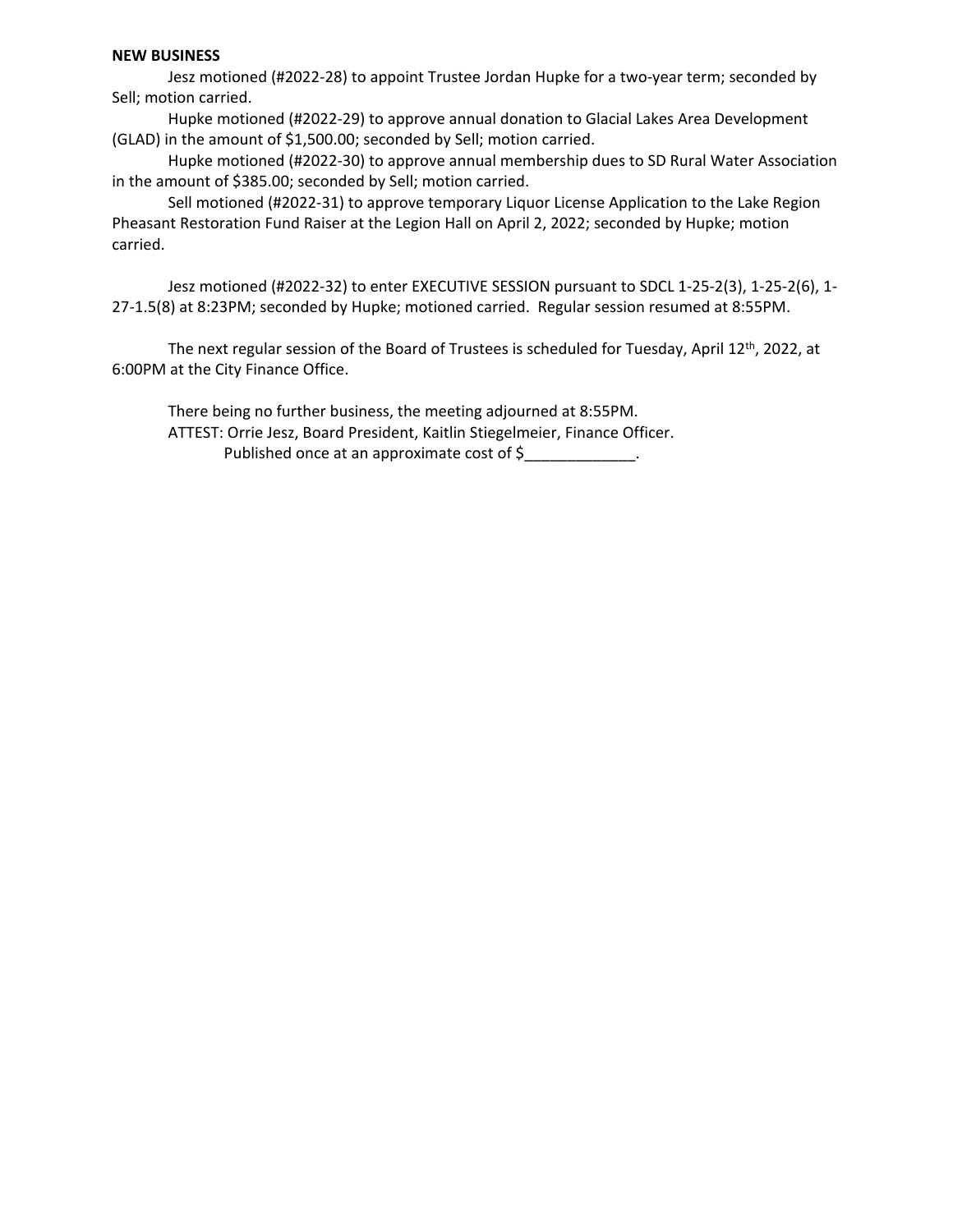**NEW BUSINESS**

Jesz motioned (#2022-28) to appoint Trustee Jordan Hupke for a two-year term; seconded by Sell; motion carried.

Hupke motioned (#2022-29) to approve annual donation to Glacial Lakes Area Development (GLAD) in the amount of $1,500.00; seconded by Sell; motion carried.

Hupke motioned (#2022-30) to approve annual membership dues to SD Rural Water Association in the amount of $385.00; seconded by Sell; motion carried.

Sell motioned (#2022-31) to approve temporary Liquor License Application to the Lake Region Pheasant Restoration Fund Raiser at the Legion Hall on April 2, 2022; seconded by Hupke; motion carried.

Jesz motioned (#2022-32) to enter EXECUTIVE SESSION pursuant to SDCL 1-25-2(3), 1-25-2(6), 1-27-1.5(8) at 8:23PM; seconded by Hupke; motioned carried. Regular session resumed at 8:55PM.

The next regular session of the Board of Trustees is scheduled for Tuesday, April 12th, 2022, at 6:00PM at the City Finance Office.

There being no further business, the meeting adjourned at 8:55PM.
ATTEST: Orrie Jesz, Board President, Kaitlin Stiegelmeier, Finance Officer.
Published once at an approximate cost of $_____________.